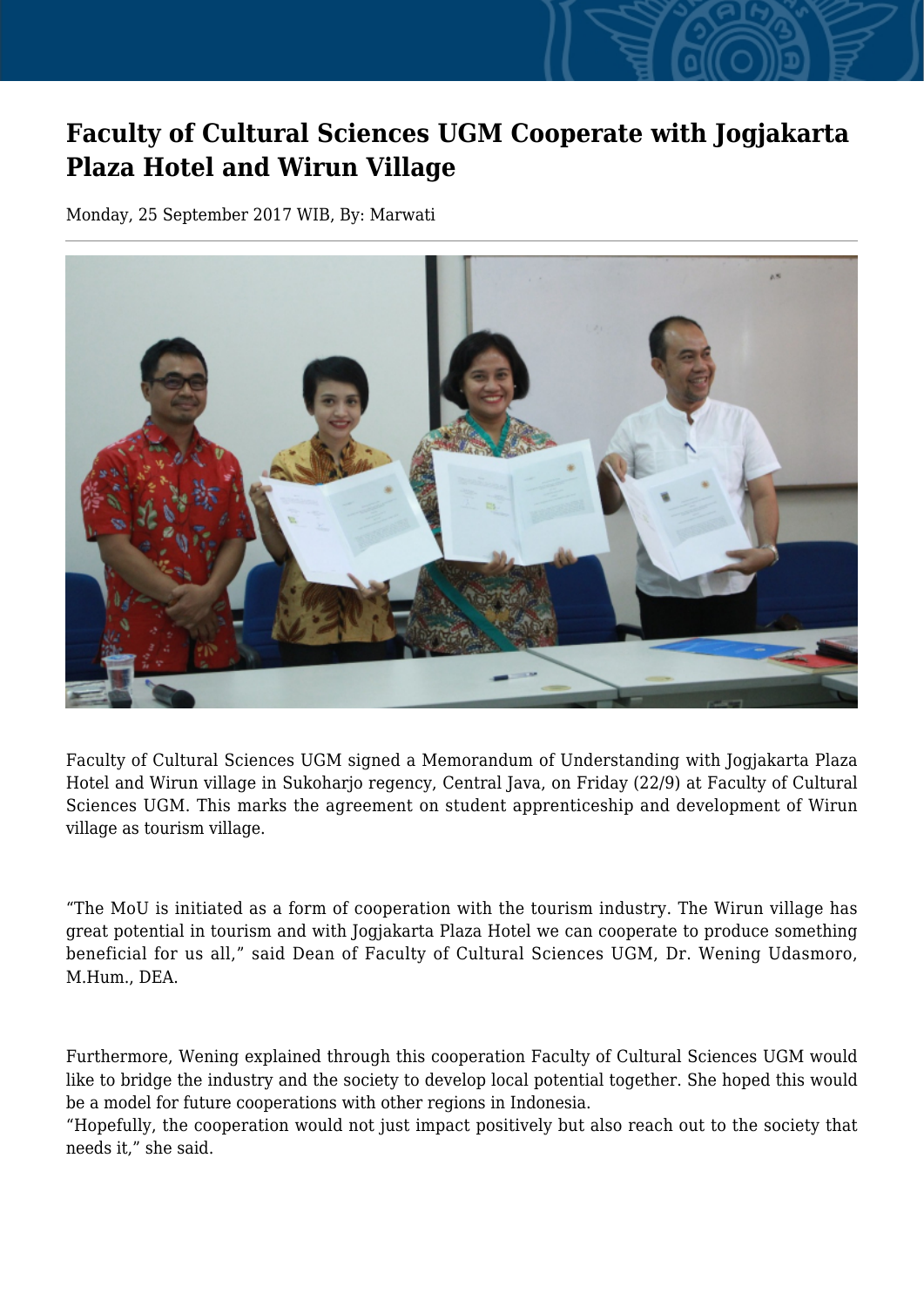# Faculty of Cultural Sciences UGM Cooperate with Jogjakarta Plaza Hotel and Wirun Village

Monday, 25 September 2017 WIB, By: Marwati

Faculty of Cultural Sciences UGM signed a Memorandum of Understanding with Jogjakarta Plaza Hotel and Wirun village in Sukoharjo regency, Central Java, on Friday (22/9) at Faculty of Cultural Sciences UGM. This marks the agreement on student apprenticeship and development of Wirun village as tourism village.

"The MoU is initiated as a form of cooperation with the tourism industry. The Wirun village has great potential in tourism and with Jogjakarta Plaza Hotel we can cooperate to produce something beneficial for us all," said Dean of Faculty of Cultural Sciences UGM, Dr. Wening Udasmoro, M.Hum., DEA.

Furthermore, Wening explained through this cooperation Faculty of Cultural Sciences UGM would like to bridge the industry and the society to develop local potential together. She hoped this would be a model for future cooperations with other regions in Indonesia.
"Hopefully, the cooperation would not just impact positively but also reach out to the society that needs it," she said.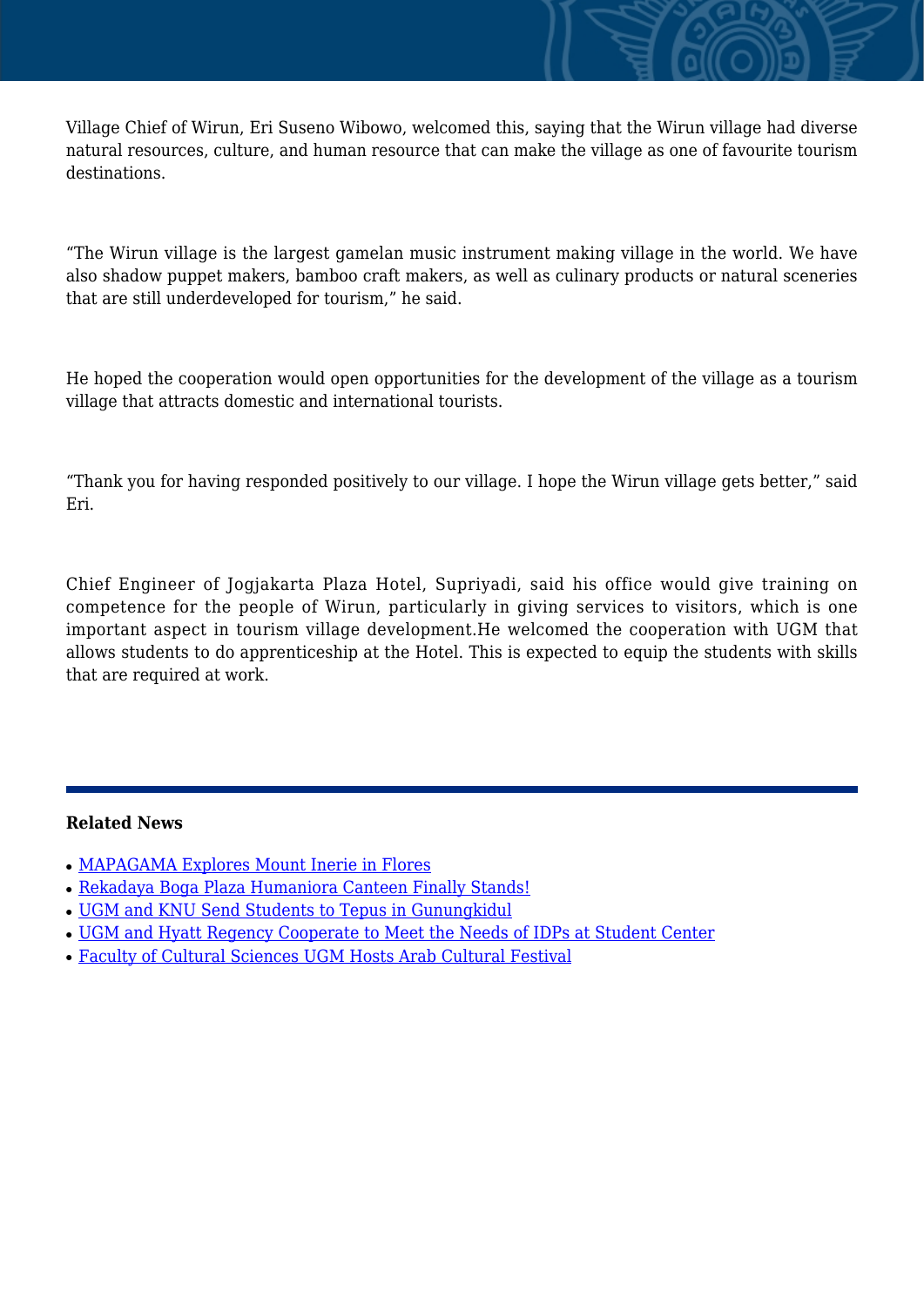Village Chief of Wirun, Eri Suseno Wibowo, welcomed this, saying that the Wirun village had diverse natural resources, culture, and human resource that can make the village as one of favourite tourism destinations.

"The Wirun village is the largest gamelan music instrument making village in the world. We have also shadow puppet makers, bamboo craft makers, as well as culinary products or natural sceneries that are still underdeveloped for tourism," he said.

He hoped the cooperation would open opportunities for the development of the village as a tourism village that attracts domestic and international tourists.

"Thank you for having responded positively to our village. I hope the Wirun village gets better," said Eri.

Chief Engineer of Jogjakarta Plaza Hotel, Supriyadi, said his office would give training on competence for the people of Wirun, particularly in giving services to visitors, which is one important aspect in tourism village development.He welcomed the cooperation with UGM that allows students to do apprenticeship at the Hotel. This is expected to equip the students with skills that are required at work.

---

**Related News**

- MAPAGAMA Explores Mount Inerie in Flores
- Rekadaya Boga Plaza Humaniora Canteen Finally Stands!
- UGM and KNU Send Students to Tepus in Gunungkidul
- UGM and Hyatt Regency Cooperate to Meet the Needs of IDPs at Student Center
- Faculty of Cultural Sciences UGM Hosts Arab Cultural Festival